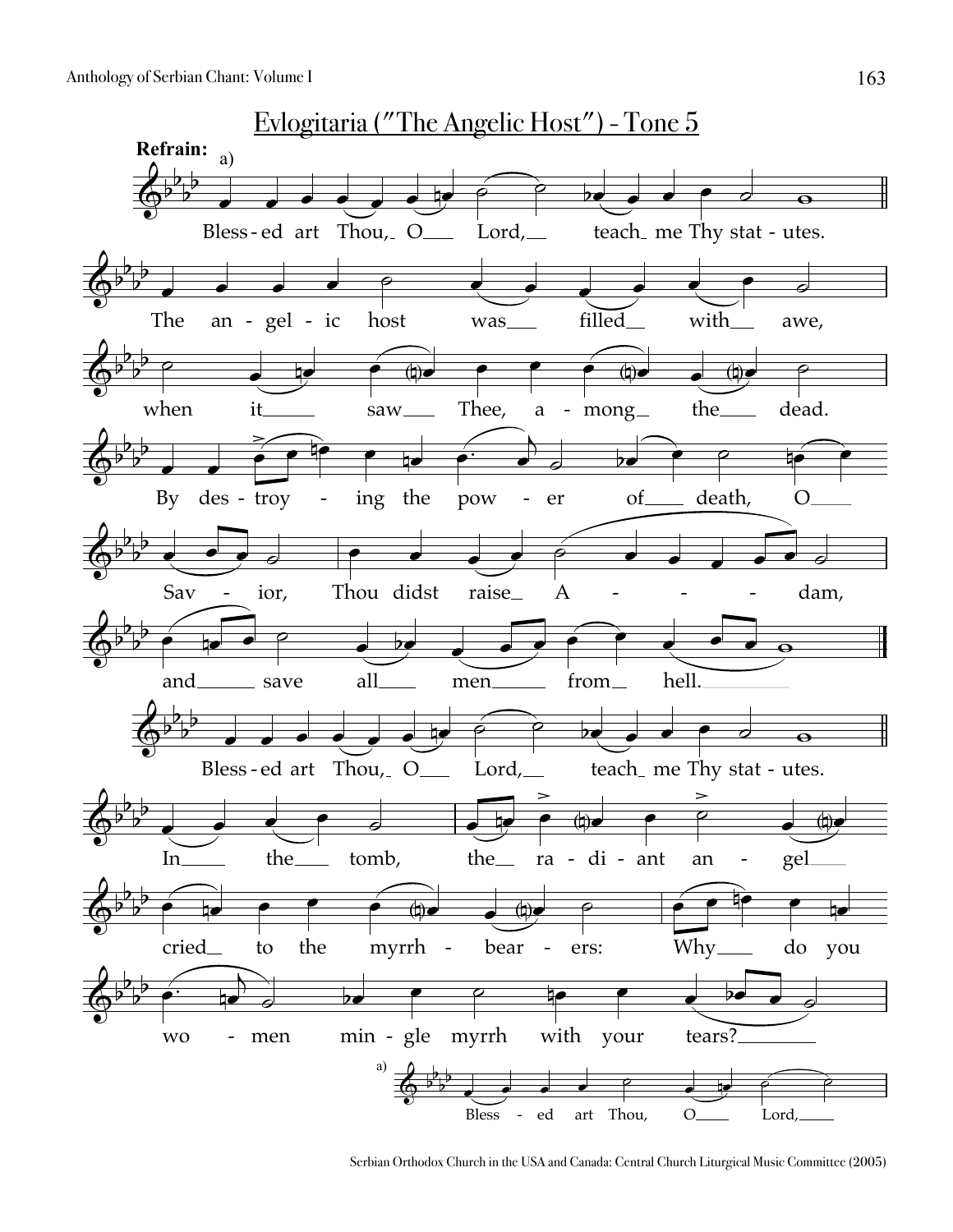# Evlogitaria ("The Angelic Host") - Tone 5

**Refrain:** a)

Bless-ed art Thou, O Lord, teach me Thy stat-utes.

The an-gel-ic host was filled with awe,

when it saw Thee, a-mong the dead.

By des-troy-ing the pow-er of death, O

Sav-ior, Thou didst raise A-dam,

and save all men from hell.

Bless-ed art Thou, O Lord, teach me Thy stat-utes.

In the tomb, the ra-di-ant an-gel

cried to the myrrh-bear-ers: Why do you

wo-men min-gle myrrh with your tears?

a) Bless-ed art Thou, O Lord,

Serbian Orthodox Church in the USA and Canada: Central Church Liturgical Music Committee (2005)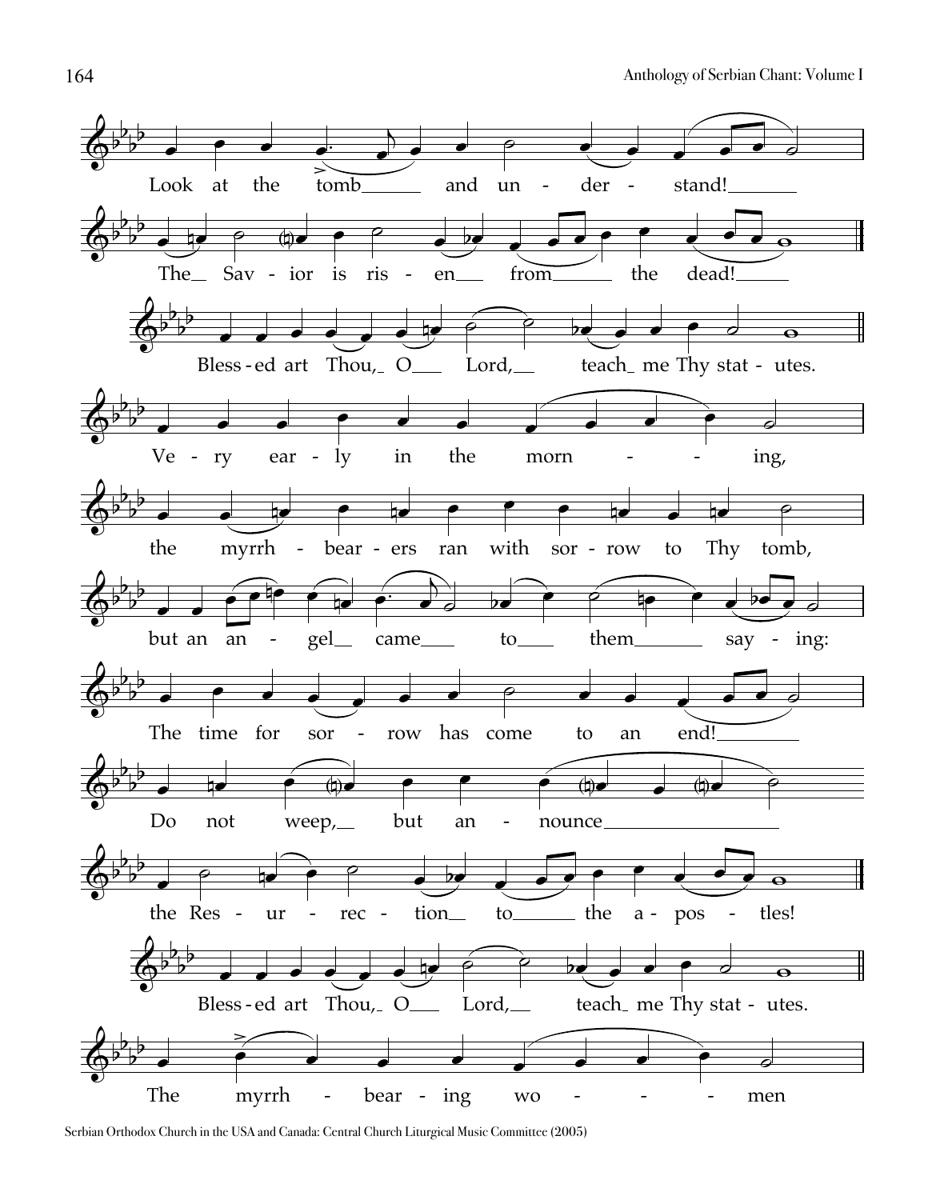Look at the tomb and understand!

The Savior is risen from the dead!

Blessed art Thou, O Lord, teach me Thy statutes.

Very early in the morning,

the myrrh-bearers ran with sorrow to Thy tomb,

but an angel came to them saying:

The time for sorrow has come to an end!

Do not weep, but announce

the Resurrection to the apostles!

Blessed art Thou, O Lord, teach me Thy statutes.

The myrrh-bearing women

Serbian Orthodox Church in the USA and Canada: Central Church Liturgical Music Committee (2005)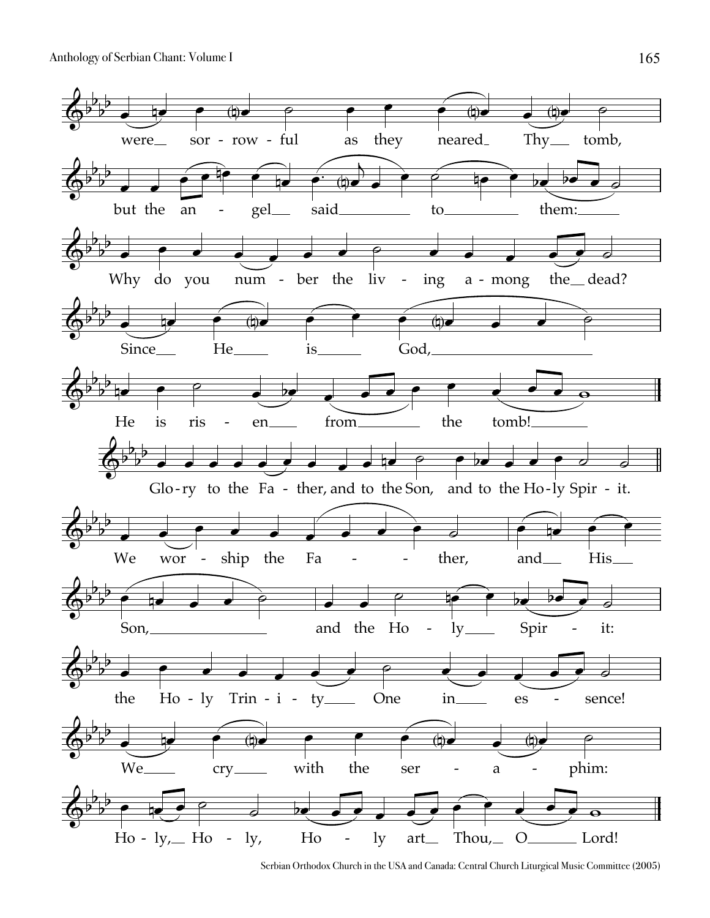were sor - row - ful as they neared Thy tomb,

but the an - gel said to them:

Why do you num - ber the liv - ing a - mong the dead?

Since He is God,

He is ris - en from the tomb!

Glo - ry to the Fa - ther, and to the Son, and to the Ho - ly Spir - it.

We wor - ship the Fa - ther, and His

Son, and the Ho - ly Spir - it:

the Ho - ly Trin - i - ty One in es - sence!

We cry with the ser - a - phim:

Ho - ly, Ho - ly, Ho - ly art Thou, O Lord!

Serbian Orthodox Church in the USA and Canada: Central Church Liturgical Music Committee (2005)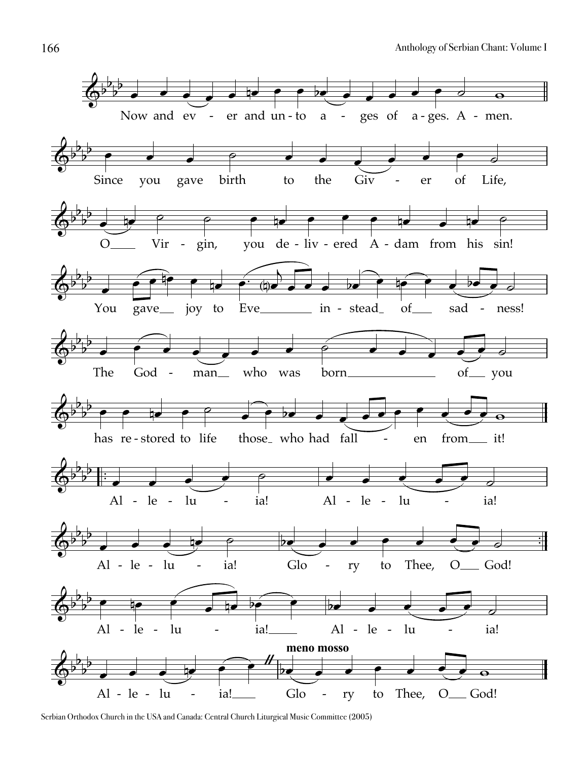Now and ev - er and un - to a - ges of a - ges. A - men.

Since you gave birth to the Giv - er of Life,

O Vir - gin, you de - liv - ered A - dam from his sin!

You gave joy to Eve in - stead of sad - ness!

The God - man who was born of you

has re - stored to life those who had fall - en from it!

Al - le - lu - ia! Al - le - lu - ia!

Al - le - lu - ia! Glo - ry to Thee, O God!

Al - le - lu - ia! Al - le - lu - ia!

**meno mosso**

Al - le - lu - ia! Glo - ry to Thee, O God!

Serbian Orthodox Church in the USA and Canada: Central Church Liturgical Music Committee (2005)